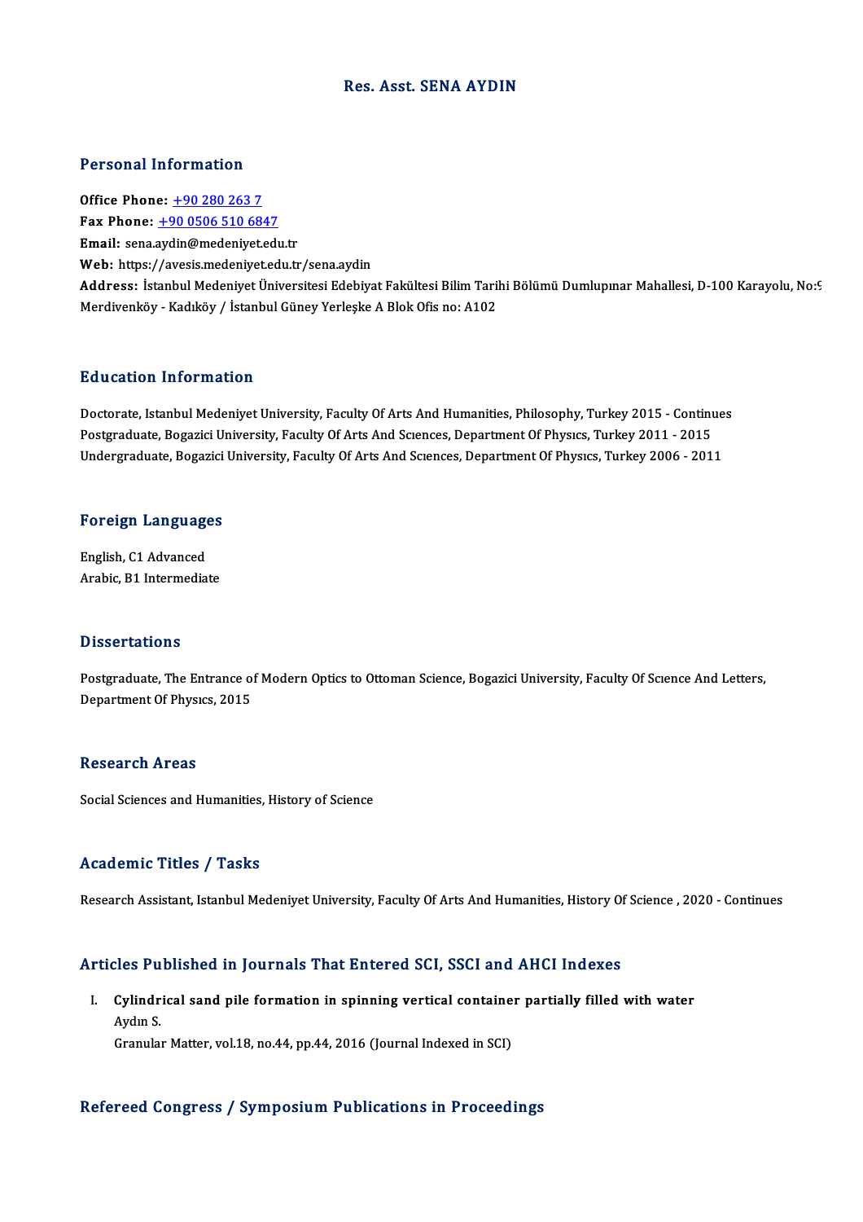# Res. Asst. SENA AYDIN

## Personal Information

**Office Phone:** +90 280 263 7
**Fax Phone:** +90 0506 510 6847
**Email:** sena.aydin@medeniyet.edu.tr
**Web:** https://avesis.medeniyet.edu.tr/sena.aydin
**Address:** İstanbul Medeniyet Üniversitesi Edebiyat Fakültesi Bilim Tarihi Bölümü Dumlupınar Mahallesi, D-100 Karayolu, No:9 Merdivenköy - Kadıköy / İstanbul Güney Yerleşke A Blok Ofis no: A102

## Education Information

Doctorate, Istanbul Medeniyet University, Faculty Of Arts And Humanities, Philosophy, Turkey 2015 - Continues
Postgraduate, Bogazici University, Faculty Of Arts And Sciences, Department Of Physics, Turkey 2011 - 2015
Undergraduate, Bogazici University, Faculty Of Arts And Sciences, Department Of Physics, Turkey 2006 - 2011

## Foreign Languages

English, C1 Advanced
Arabic, B1 Intermediate

## Dissertations

Postgraduate, The Entrance of Modern Optics to Ottoman Science, Bogazici University, Faculty Of Science And Letters, Department Of Physics, 2015

## Research Areas

Social Sciences and Humanities, History of Science

## Academic Titles / Tasks

Research Assistant, Istanbul Medeniyet University, Faculty Of Arts And Humanities, History Of Science , 2020 - Continues

## Articles Published in Journals That Entered SCI, SSCI and AHCI Indexes

I. **Cylindrical sand pile formation in spinning vertical container partially filled with water**
   Aydın S.
   Granular Matter, vol.18, no.44, pp.44, 2016 (Journal Indexed in SCI)

## Refereed Congress / Symposium Publications in Proceedings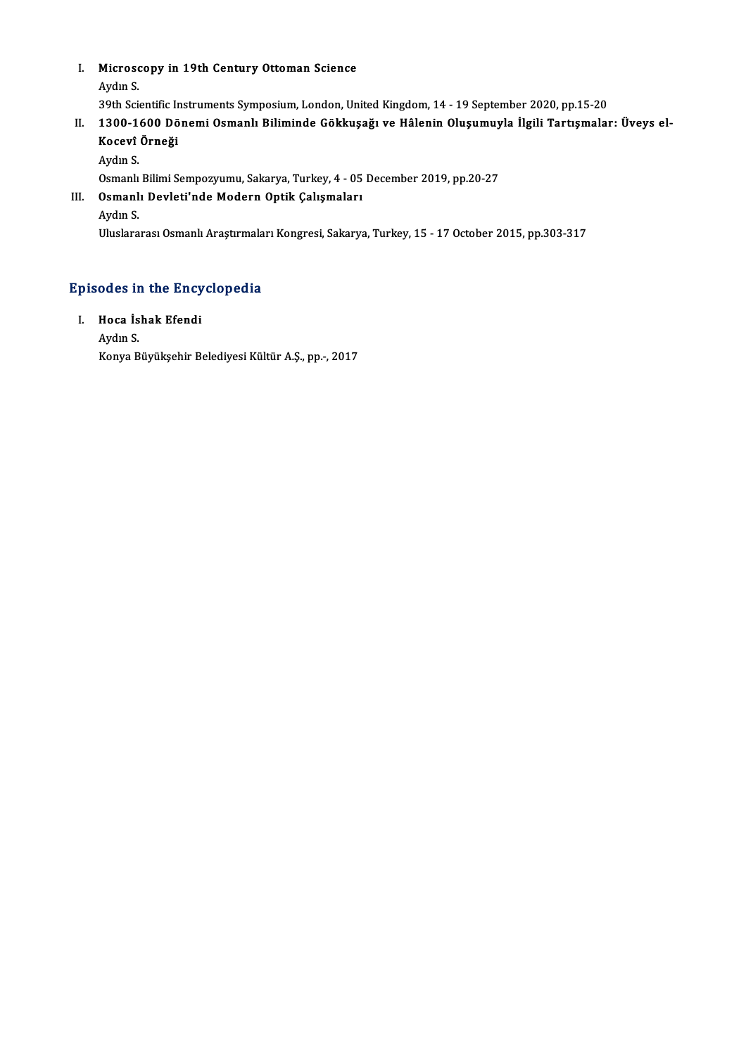I. **Microscopy in 19th Century Ottoman Science**
   Aydın S.
   39th Scientific Instruments Symposium, London, United Kingdom, 14 - 19 September 2020, pp.15-20

II. **1300-1600 Dönemi Osmanlı Biliminde Gökkuşağı ve Hâlenin Oluşumuyla İlgili Tartışmalar: Üveys el-Kocevî Örneği**
   Aydın S.
   Osmanlı Bilimi Sempozyumu, Sakarya, Turkey, 4 - 05 December 2019, pp.20-27

III. **Osmanlı Devleti'nde Modern Optik Çalışmaları**
   Aydın S.
   Uluslararası Osmanlı Araştırmaları Kongresi, Sakarya, Turkey, 15 - 17 October 2015, pp.303-317

## Episodes in the Encyclopedia

I. **Hoca İshak Efendi**
   Aydın S.
   Konya Büyükşehir Belediyesi Kültür A.Ş., pp.-, 2017